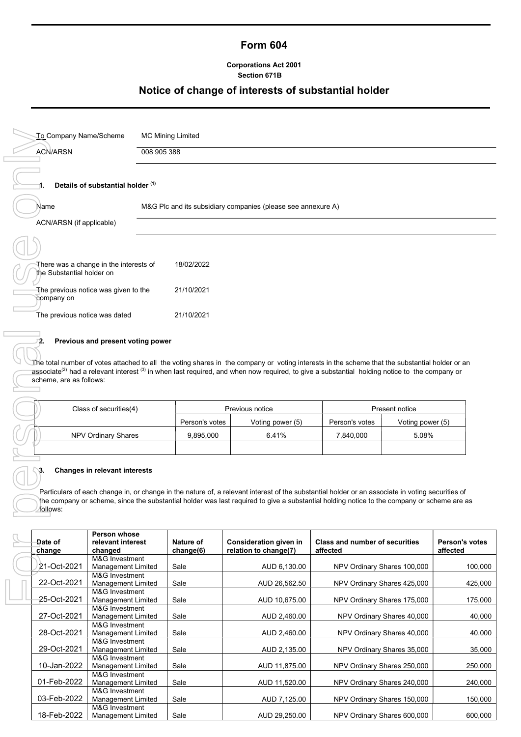# Form 604

**Corporations Act 2001**
**Section 671B**

## Notice of change of interests of substantial holder

To Company Name/Scheme: MC Mining Limited

ACN/ARSN: 008 905 388

### 1. Details of substantial holder (1)

Name: M&G Plc and its subsidiary companies (please see annexure A)

ACN/ARSN (if applicable):

There was a change in the interests of the Substantial holder on: 18/02/2022

The previous notice was given to the company on: 21/10/2021

The previous notice was dated: 21/10/2021

### 2. Previous and present voting power

The total number of votes attached to all the voting shares in the company or voting interests in the scheme that the substantial holder or an associate(2) had a relevant interest (3) in when last required, and when now required, to give a substantial holding notice to the company or scheme, are as follows:

| Class of securities(4) | Previous notice | | Present notice | |
|---|---|---|---|---|
| | Person's votes | Voting power (5) | Person's votes | Voting power (5) |
| NPV Ordinary Shares | 9,895,000 | 6.41% | 7,840,000 | 5.08% |
| | | | | |

### 3. Changes in relevant interests

Particulars of each change in, or change in the nature of, a relevant interest of the substantial holder or an associate in voting securities of the company or scheme, since the substantial holder was last required to give a substantial holding notice to the company or scheme are as follows:

| Date of change | Person whose relevant interest changed | Nature of change(6) | Consideration given in relation to change(7) | Class and number of securities affected | Person's votes affected |
|---|---|---|---|---|---|
| 21-Oct-2021 | M&G Investment Management Limited | Sale | AUD 6,130.00 | NPV Ordinary Shares 100,000 | 100,000 |
| 22-Oct-2021 | M&G Investment Management Limited | Sale | AUD 26,562.50 | NPV Ordinary Shares 425,000 | 425,000 |
| 25-Oct-2021 | M&G Investment Management Limited | Sale | AUD 10,675.00 | NPV Ordinary Shares 175,000 | 175,000 |
| 27-Oct-2021 | M&G Investment Management Limited | Sale | AUD 2,460.00 | NPV Ordinary Shares 40,000 | 40,000 |
| 28-Oct-2021 | M&G Investment Management Limited | Sale | AUD 2,460.00 | NPV Ordinary Shares 40,000 | 40,000 |
| 29-Oct-2021 | M&G Investment Management Limited | Sale | AUD 2,135.00 | NPV Ordinary Shares 35,000 | 35,000 |
| 10-Jan-2022 | M&G Investment Management Limited | Sale | AUD 11,875.00 | NPV Ordinary Shares 250,000 | 250,000 |
| 01-Feb-2022 | M&G Investment Management Limited | Sale | AUD 11,520.00 | NPV Ordinary Shares 240,000 | 240,000 |
| 03-Feb-2022 | M&G Investment Management Limited | Sale | AUD 7,125.00 | NPV Ordinary Shares 150,000 | 150,000 |
| 18-Feb-2022 | M&G Investment Management Limited | Sale | AUD 29,250.00 | NPV Ordinary Shares 600,000 | 600,000 |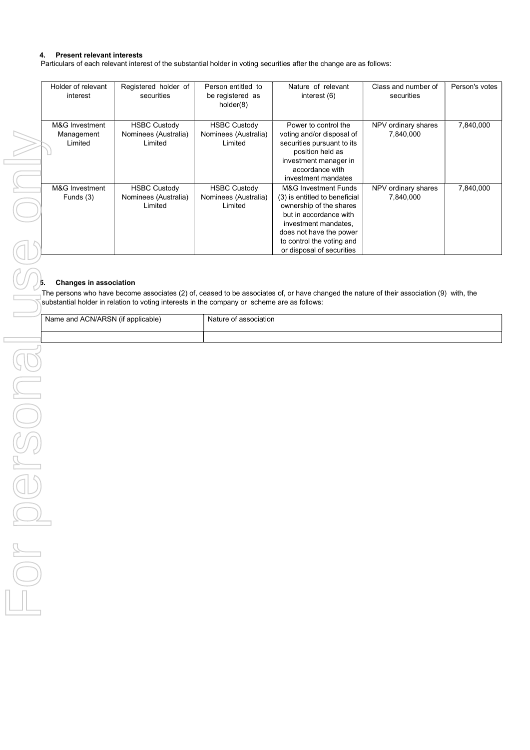### 4. Present relevant interests

Particulars of each relevant interest of the substantial holder in voting securities after the change are as follows:

| Holder of relevant interest | Registered holder of securities | Person entitled to be registered as holder(8) | Nature of relevant interest (6) | Class and number of securities | Person's votes |
|---|---|---|---|---|---|
| M&G Investment Management Limited | HSBC Custody Nominees (Australia) Limited | HSBC Custody Nominees (Australia) Limited | Power to control the voting and/or disposal of securities pursuant to its position held as investment manager in accordance with investment mandates | NPV ordinary shares 7,840,000 | 7,840,000 |
| M&G Investment Funds (3) | HSBC Custody Nominees (Australia) Limited | HSBC Custody Nominees (Australia) Limited | M&G Investment Funds (3) is entitled to beneficial ownership of the shares but in accordance with investment mandates, does not have the power to control the voting and or disposal of securities | NPV ordinary shares 7,840,000 | 7,840,000 |

### 5. Changes in association

The persons who have become associates (2) of, ceased to be associates of, or have changed the nature of their association (9) with, the substantial holder in relation to voting interests in the company or scheme are as follows:

| Name and ACN/ARSN (if applicable) | Nature of association |
|---|---|
| | |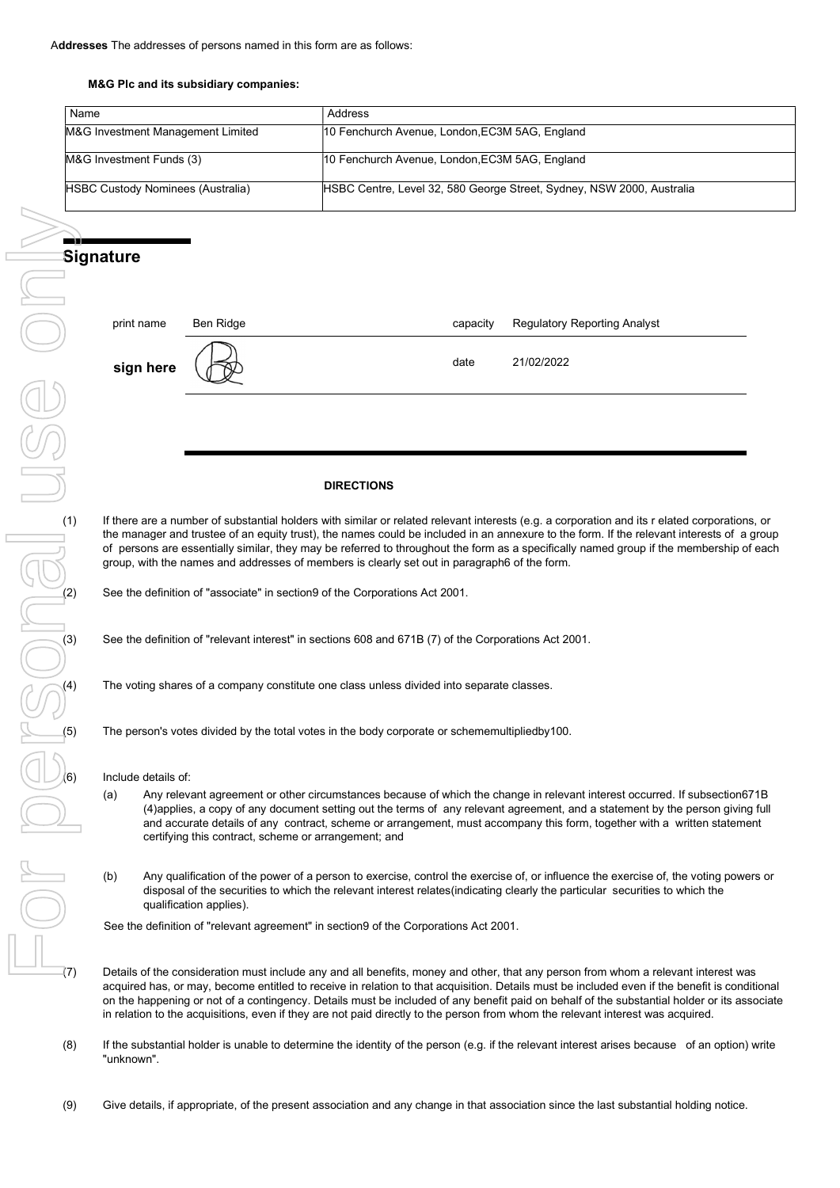**Addresses** The addresses of persons named in this form are as follows:

**M&G Plc and its subsidiary companies:**

| Name | Address |
| --- | --- |
| M&G Investment Management Limited | 10 Fenchurch Avenue, London,EC3M 5AG, England |
| M&G Investment Funds (3) | 10 Fenchurch Avenue, London,EC3M 5AG, England |
| HSBC Custody Nominees (Australia) | HSBC Centre, Level 32, 580 George Street, Sydney, NSW 2000, Australia |

## Signature

| | | | |
| --- | --- | --- | --- |
| print name | Ben Ridge | capacity | Regulatory Reporting Analyst |
| **sign here** | | date | 21/02/2022 |

**DIRECTIONS**

(1) If there are a number of substantial holders with similar or related relevant interests (e.g. a corporation and its r elated corporations, or the manager and trustee of an equity trust), the names could be included in an annexure to the form. If the relevant interests of a group of persons are essentially similar, they may be referred to throughout the form as a specifically named group if the membership of each group, with the names and addresses of members is clearly set out in paragraph6 of the form.

(2) See the definition of "associate" in section9 of the Corporations Act 2001.

(3) See the definition of "relevant interest" in sections 608 and 671B (7) of the Corporations Act 2001.

(4) The voting shares of a company constitute one class unless divided into separate classes.

(5) The person's votes divided by the total votes in the body corporate or schememultipliedby100.

(6) Include details of:

(a) Any relevant agreement or other circumstances because of which the change in relevant interest occurred. If subsection671B (4)applies, a copy of any document setting out the terms of any relevant agreement, and a statement by the person giving full and accurate details of any contract, scheme or arrangement, must accompany this form, together with a written statement certifying this contract, scheme or arrangement; and

(b) Any qualification of the power of a person to exercise, control the exercise of, or influence the exercise of, the voting powers or disposal of the securities to which the relevant interest relates(indicating clearly the particular securities to which the qualification applies).

See the definition of "relevant agreement" in section9 of the Corporations Act 2001.

(7) Details of the consideration must include any and all benefits, money and other, that any person from whom a relevant interest was acquired has, or may, become entitled to receive in relation to that acquisition. Details must be included even if the benefit is conditional on the happening or not of a contingency. Details must be included of any benefit paid on behalf of the substantial holder or its associate in relation to the acquisitions, even if they are not paid directly to the person from whom the relevant interest was acquired.

(8) If the substantial holder is unable to determine the identity of the person (e.g. if the relevant interest arises because of an option) write "unknown".

(9) Give details, if appropriate, of the present association and any change in that association since the last substantial holding notice.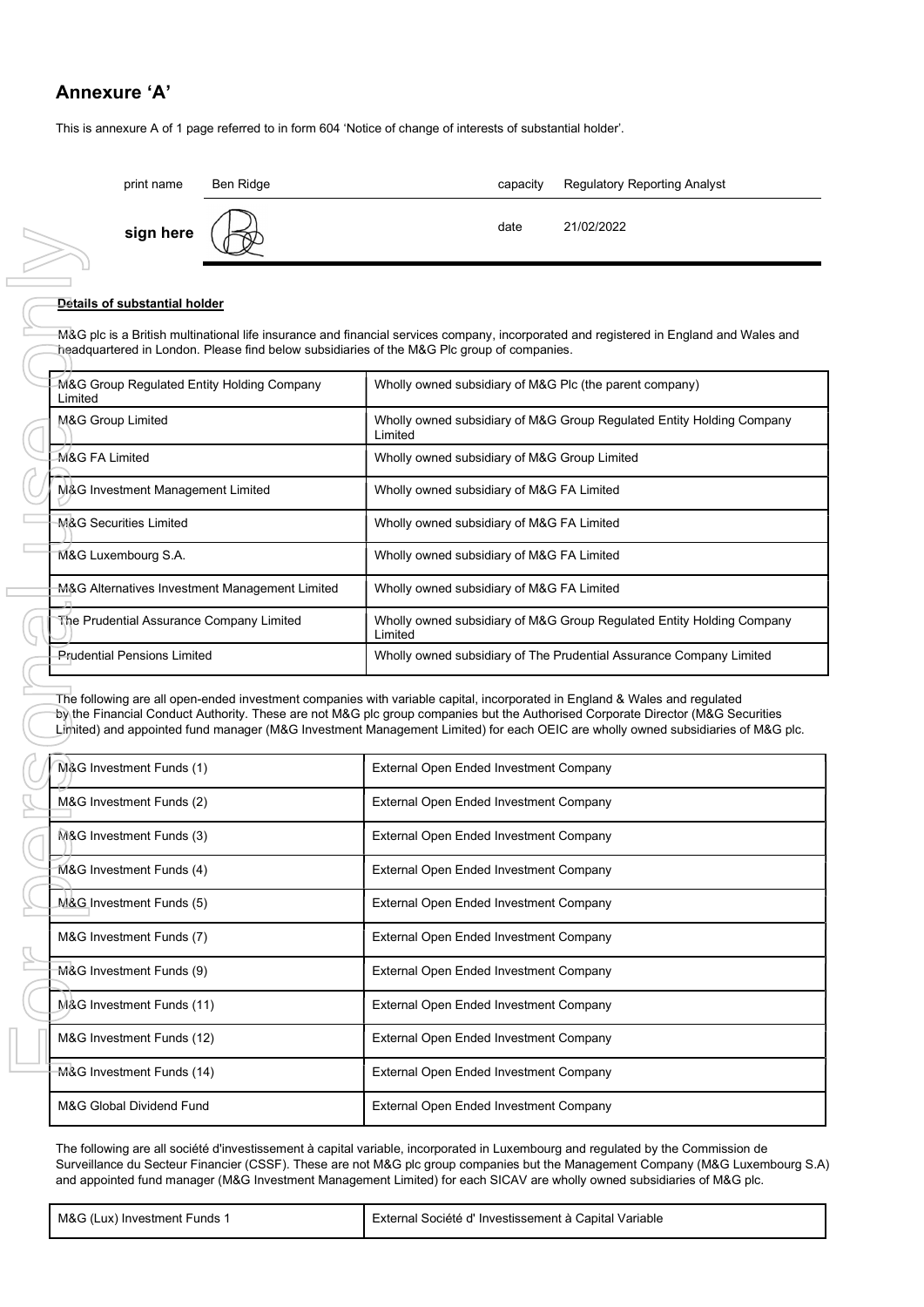# Annexure 'A'

This is annexure A of 1 page referred to in form 604 'Notice of change of interests of substantial holder'.

| | | | |
|---|---|---|---|
| print name | Ben Ridge | capacity | Regulatory Reporting Analyst |
| sign here | | date | 21/02/2022 |

**Details of substantial holder**

M&G plc is a British multinational life insurance and financial services company, incorporated and registered in England and Wales and headquartered in London. Please find below subsidiaries of the M&G Plc group of companies.

| | |
|---|---|
| M&G Group Regulated Entity Holding Company Limited | Wholly owned subsidiary of M&G Plc (the parent company) |
| M&G Group Limited | Wholly owned subsidiary of M&G Group Regulated Entity Holding Company Limited |
| M&G FA Limited | Wholly owned subsidiary of M&G Group Limited |
| M&G Investment Management Limited | Wholly owned subsidiary of M&G FA Limited |
| M&G Securities Limited | Wholly owned subsidiary of M&G FA Limited |
| M&G Luxembourg S.A. | Wholly owned subsidiary of M&G FA Limited |
| M&G Alternatives Investment Management Limited | Wholly owned subsidiary of M&G FA Limited |
| The Prudential Assurance Company Limited | Wholly owned subsidiary of M&G Group Regulated Entity Holding Company Limited |
| Prudential Pensions Limited | Wholly owned subsidiary of The Prudential Assurance Company Limited |

The following are all open-ended investment companies with variable capital, incorporated in England & Wales and regulated by the Financial Conduct Authority. These are not M&G plc group companies but the Authorised Corporate Director (M&G Securities Limited) and appointed fund manager (M&G Investment Management Limited) for each OEIC are wholly owned subsidiaries of M&G plc.

| | |
|---|---|
| M&G Investment Funds (1) | External Open Ended Investment Company |
| M&G Investment Funds (2) | External Open Ended Investment Company |
| M&G Investment Funds (3) | External Open Ended Investment Company |
| M&G Investment Funds (4) | External Open Ended Investment Company |
| M&G Investment Funds (5) | External Open Ended Investment Company |
| M&G Investment Funds (7) | External Open Ended Investment Company |
| M&G Investment Funds (9) | External Open Ended Investment Company |
| M&G Investment Funds (11) | External Open Ended Investment Company |
| M&G Investment Funds (12) | External Open Ended Investment Company |
| M&G Investment Funds (14) | External Open Ended Investment Company |
| M&G Global Dividend Fund | External Open Ended Investment Company |

The following are all société d'investissement à capital variable, incorporated in Luxembourg and regulated by the Commission de Surveillance du Secteur Financier (CSSF). These are not M&G plc group companies but the Management Company (M&G Luxembourg S.A) and appointed fund manager (M&G Investment Management Limited) for each SICAV are wholly owned subsidiaries of M&G plc.

| | |
|---|---|
| M&G (Lux) Investment Funds 1 | External Société d' Investissement à Capital Variable |